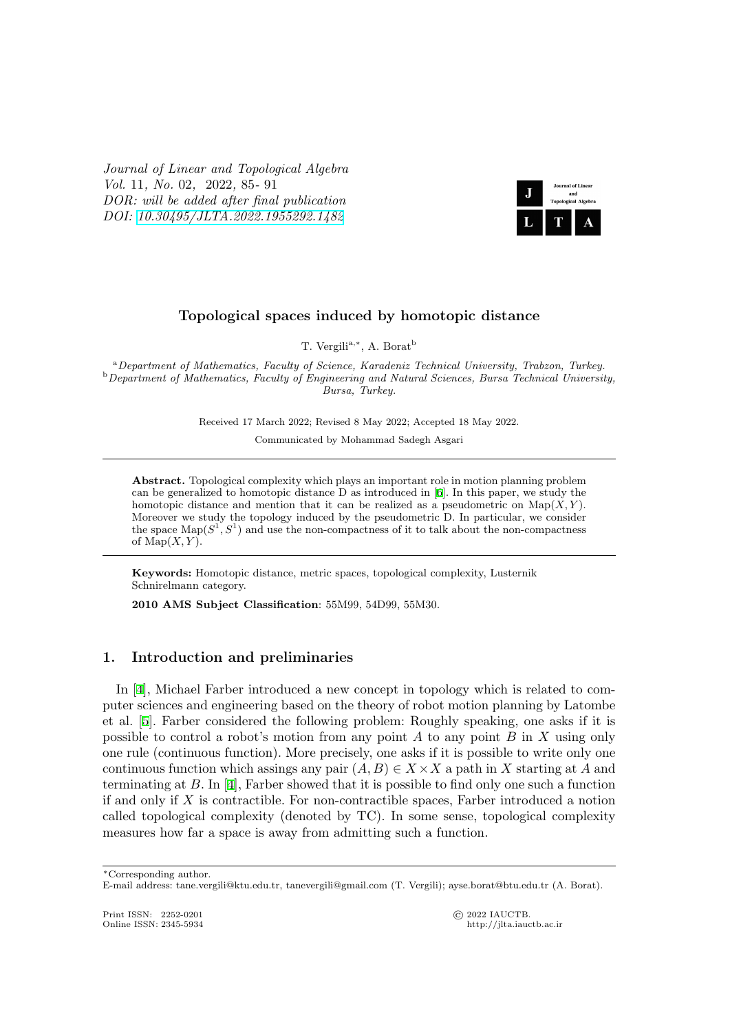# Topological spaces induced by homotopic distance

T. Vergili[a,*], A. Borat[b]

[a] *Department of Mathematics, Faculty of Science, Karadeniz Technical University, Trabzon, Turkey.*
[b] *Department of Mathematics, Faculty of Engineering and Natural Sciences, Bursa Technical University, Bursa, Turkey.*

Received 17 March 2022; Revised 8 May 2022; Accepted 18 May 2022.

Communicated by Mohammad Sadegh Asgari

---

**Abstract.** Topological complexity which plays an important role in motion planning problem can be generalized to homotopic distance D as introduced in [6]. In this paper, we study the homotopic distance and mention that it can be realized as a pseudometric on $\text{Map}(X, Y)$. Moreover we study the topology induced by the pseudometric D. In particular, we consider the space $\text{Map}(S^1, S^1)$ and use the non-compactness of it to talk about the non-compactness of $\text{Map}(X, Y)$.

---

**Keywords:** Homotopic distance, metric spaces, topological complexity, Lusternik Schnirelmann category.

**2010 AMS Subject Classification**: 55M99, 54D99, 55M30.

## 1. Introduction and preliminaries

In [4], Michael Farber introduced a new concept in topology which is related to computer sciences and engineering based on the theory of robot motion planning by Latombe et al. [5]. Farber considered the following problem: Roughly speaking, one asks if it is possible to control a robot's motion from any point $A$ to any point $B$ in $X$ using only one rule (continuous function). More precisely, one asks if it is possible to write only one continuous function which assings any pair $(A, B) \in X \times X$ a path in $X$ starting at $A$ and terminating at $B$. In [4], Farber showed that it is possible to find only one such a function if and only if $X$ is contractible. For non-contractible spaces, Farber introduced a notion called topological complexity (denoted by TC). In some sense, topological complexity measures how far a space is away from admitting such a function.

---

*Corresponding author.
E-mail address: tane.vergili@ktu.edu.tr, tanevergili@gmail.com (T. Vergili); ayse.borat@btu.edu.tr (A. Borat).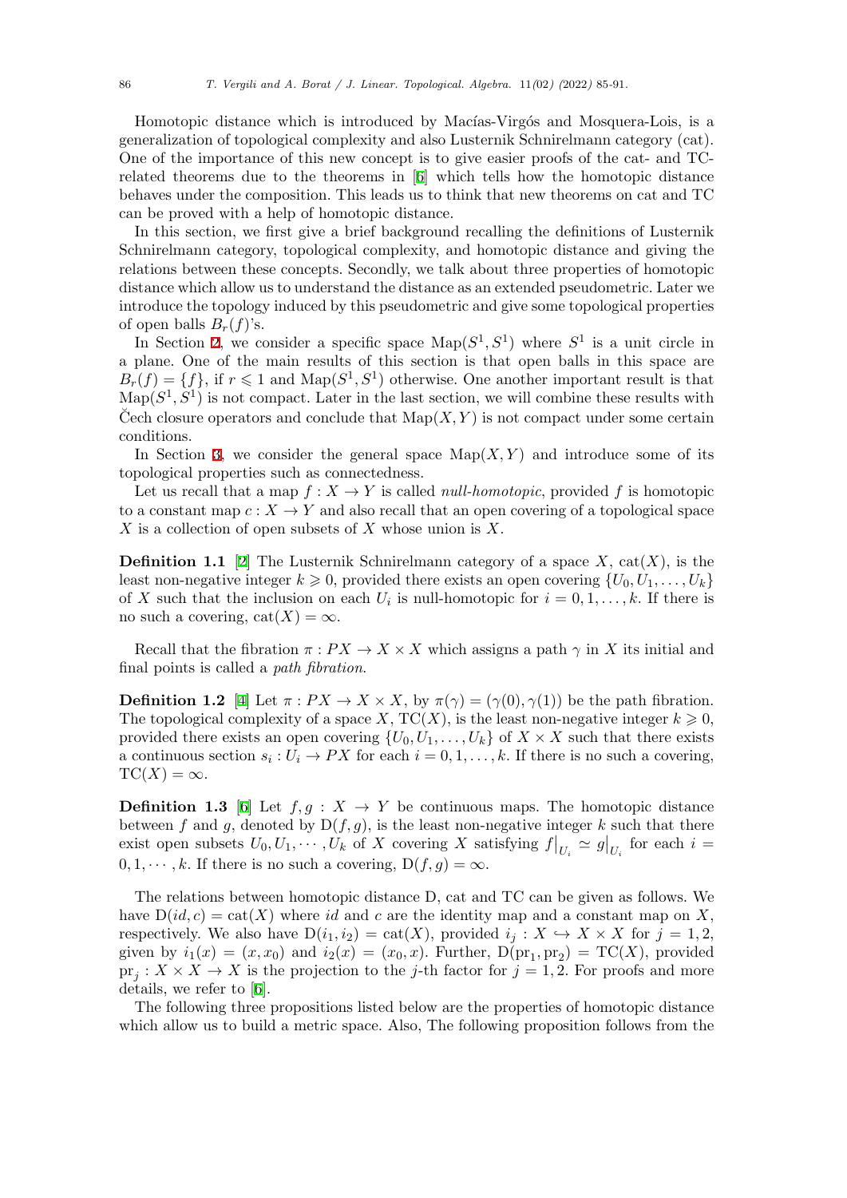Homotopic distance which is introduced by Macías-Virgós and Mosquera-Lois, is a generalization of topological complexity and also Lusternik Schnirelmann category (cat). One of the importance of this new concept is to give easier proofs of the cat- and TC-related theorems due to the theorems in [6] which tells how the homotopic distance behaves under the composition. This leads us to think that new theorems on cat and TC can be proved with a help of homotopic distance.

In this section, we first give a brief background recalling the definitions of Lusternik Schnirelmann category, topological complexity, and homotopic distance and giving the relations between these concepts. Secondly, we talk about three properties of homotopic distance which allow us to understand the distance as an extended pseudometric. Later we introduce the topology induced by this pseudometric and give some topological properties of open balls $B_r(f)$'s.

In Section 2, we consider a specific space $\mathrm{Map}(S^1, S^1)$ where $S^1$ is a unit circle in a plane. One of the main results of this section is that open balls in this space are $B_r(f) = \{f\}$, if $r \leqslant 1$ and $\mathrm{Map}(S^1, S^1)$ otherwise. One another important result is that $\mathrm{Map}(S^1, S^1)$ is not compact. Later in the last section, we will combine these results with Čech closure operators and conclude that $\mathrm{Map}(X, Y)$ is not compact under some certain conditions.

In Section 3, we consider the general space $\mathrm{Map}(X, Y)$ and introduce some of its topological properties such as connectedness.

Let us recall that a map $f : X \to Y$ is called *null-homotopic*, provided $f$ is homotopic to a constant map $c : X \to Y$ and also recall that an open covering of a topological space $X$ is a collection of open subsets of $X$ whose union is $X$.

**Definition 1.1** [2] The Lusternik Schnirelmann category of a space $X$, $\mathrm{cat}(X)$, is the least non-negative integer $k \geqslant 0$, provided there exists an open covering $\{U_0, U_1, \ldots, U_k\}$ of $X$ such that the inclusion on each $U_i$ is null-homotopic for $i = 0, 1, \ldots, k$. If there is no such a covering, $\mathrm{cat}(X) = \infty$.

Recall that the fibration $\pi : PX \to X \times X$ which assigns a path $\gamma$ in $X$ its initial and final points is called a *path fibration*.

**Definition 1.2** [4] Let $\pi : PX \to X \times X$, by $\pi(\gamma) = (\gamma(0), \gamma(1))$ be the path fibration. The topological complexity of a space $X$, $\mathrm{TC}(X)$, is the least non-negative integer $k \geqslant 0$, provided there exists an open covering $\{U_0, U_1, \ldots, U_k\}$ of $X \times X$ such that there exists a continuous section $s_i : U_i \to PX$ for each $i = 0, 1, \ldots, k$. If there is no such a covering, $\mathrm{TC}(X) = \infty$.

**Definition 1.3** [6] Let $f, g : X \to Y$ be continuous maps. The homotopic distance between $f$ and $g$, denoted by $\mathrm{D}(f, g)$, is the least non-negative integer $k$ such that there exist open subsets $U_0, U_1, \cdots, U_k$ of $X$ covering $X$ satisfying $f\big|_{U_i} \simeq g\big|_{U_i}$ for each $i = 0, 1, \cdots, k$. If there is no such a covering, $\mathrm{D}(f, g) = \infty$.

The relations between homotopic distance D, cat and TC can be given as follows. We have $\mathrm{D}(id, c) = \mathrm{cat}(X)$ where $id$ and $c$ are the identity map and a constant map on $X$, respectively. We also have $\mathrm{D}(i_1, i_2) = \mathrm{cat}(X)$, provided $i_j : X \hookrightarrow X \times X$ for $j = 1, 2$, given by $i_1(x) = (x, x_0)$ and $i_2(x) = (x_0, x)$. Further, $\mathrm{D}(\mathrm{pr}_1, \mathrm{pr}_2) = \mathrm{TC}(X)$, provided $\mathrm{pr}_j : X \times X \to X$ is the projection to the $j$-th factor for $j = 1, 2$. For proofs and more details, we refer to [6].

The following three propositions listed below are the properties of homotopic distance which allow us to build a metric space. Also, The following proposition follows from the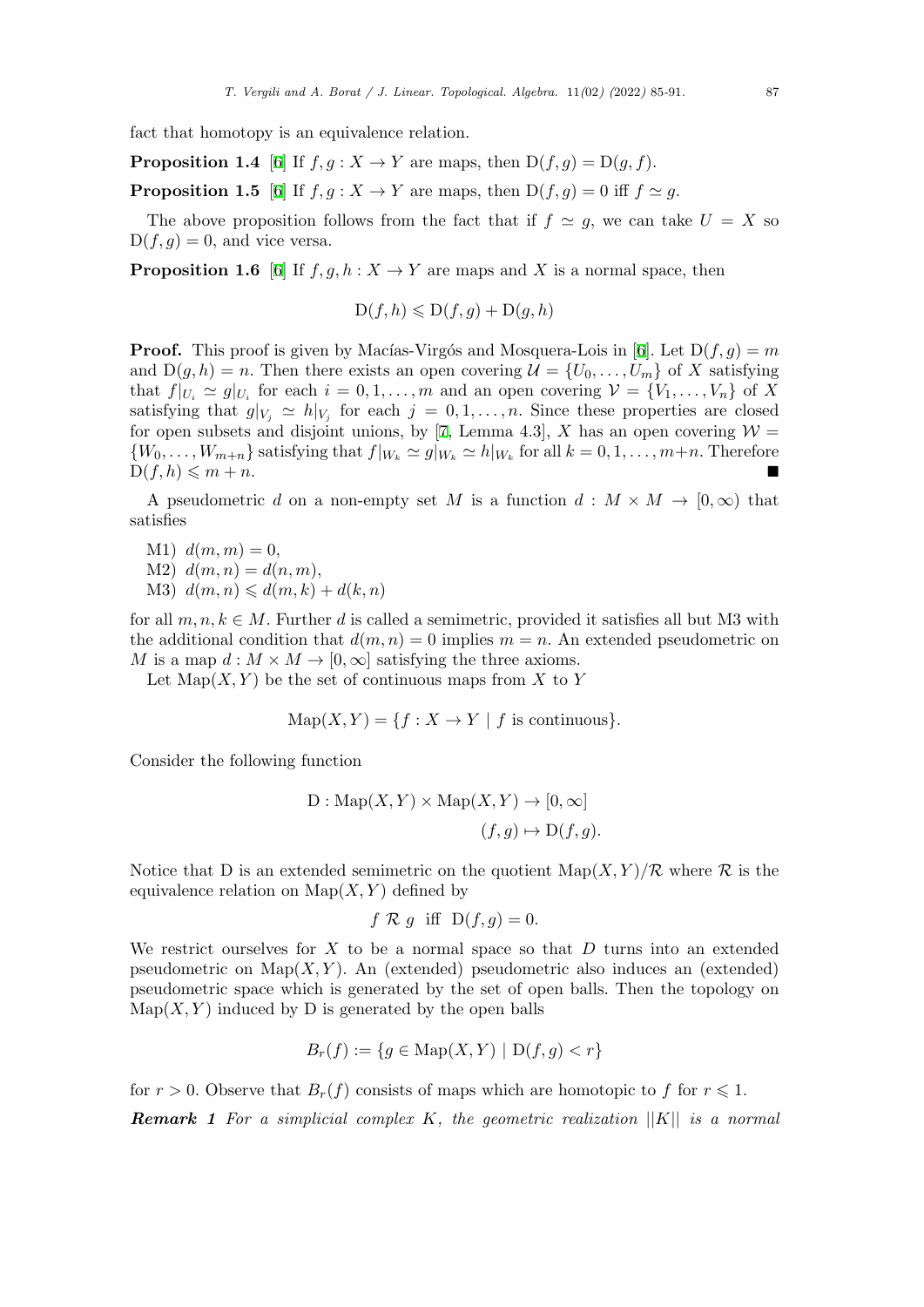fact that homotopy is an equivalence relation.

**Proposition 1.4** [6] If $f, g : X \to Y$ are maps, then $\mathrm{D}(f, g) = \mathrm{D}(g, f)$.

**Proposition 1.5** [6] If $f, g : X \to Y$ are maps, then $\mathrm{D}(f, g) = 0$ iff $f \simeq g$.

The above proposition follows from the fact that if $f \simeq g$, we can take $U = X$ so $\mathrm{D}(f, g) = 0$, and vice versa.

**Proposition 1.6** [6] If $f, g, h : X \to Y$ are maps and $X$ is a normal space, then

$$\mathrm{D}(f, h) \leqslant \mathrm{D}(f, g) + \mathrm{D}(g, h)$$

**Proof.** This proof is given by Macías-Virgós and Mosquera-Lois in [6]. Let $\mathrm{D}(f, g) = m$ and $\mathrm{D}(g, h) = n$. Then there exists an open covering $\mathcal{U} = \{U_0, \ldots, U_m\}$ of $X$ satisfying that $f|_{U_i} \simeq g|_{U_i}$ for each $i = 0, 1, \ldots, m$ and an open covering $\mathcal{V} = \{V_1, \ldots, V_n\}$ of $X$ satisfying that $g|_{V_j} \simeq h|_{V_j}$ for each $j = 0, 1, \ldots, n$. Since these properties are closed for open subsets and disjoint unions, by [7, Lemma 4.3], $X$ has an open covering $\mathcal{W} = \{W_0, \ldots, W_{m+n}\}$ satisfying that $f|_{W_k} \simeq g|_{W_k} \simeq h|_{W_k}$ for all $k = 0, 1, \ldots, m+n$. Therefore $\mathrm{D}(f, h) \leqslant m + n$. ■

A pseudometric $d$ on a non-empty set $M$ is a function $d : M \times M \to [0, \infty)$ that satisfies

M1) $d(m, m) = 0$,
M2) $d(m, n) = d(n, m)$,
M3) $d(m, n) \leqslant d(m, k) + d(k, n)$

for all $m, n, k \in M$. Further $d$ is called a semimetric, provided it satisfies all but M3 with the additional condition that $d(m, n) = 0$ implies $m = n$. An extended pseudometric on $M$ is a map $d : M \times M \to [0, \infty]$ satisfying the three axioms.

Let $\mathrm{Map}(X, Y)$ be the set of continuous maps from $X$ to $Y$

$$\mathrm{Map}(X, Y) = \{f : X \to Y \mid f \text{ is continuous}\}.$$

Consider the following function

$$\mathrm{D} : \mathrm{Map}(X, Y) \times \mathrm{Map}(X, Y) \to [0, \infty]$$
$$(f, g) \mapsto \mathrm{D}(f, g).$$

Notice that D is an extended semimetric on the quotient $\mathrm{Map}(X, Y)/\mathcal{R}$ where $\mathcal{R}$ is the equivalence relation on $\mathrm{Map}(X, Y)$ defined by

$$f \; \mathcal{R} \; g \;\text{ iff }\; \mathrm{D}(f, g) = 0.$$

We restrict ourselves for $X$ to be a normal space so that $D$ turns into an extended pseudometric on $\mathrm{Map}(X, Y)$. An (extended) pseudometric also induces an (extended) pseudometric space which is generated by the set of open balls. Then the topology on $\mathrm{Map}(X, Y)$ induced by D is generated by the open balls

$$B_r(f) := \{g \in \mathrm{Map}(X, Y) \mid \mathrm{D}(f, g) < r\}$$

for $r > 0$. Observe that $B_r(f)$ consists of maps which are homotopic to $f$ for $r \leqslant 1$.

***Remark 1*** *For a simplicial complex $K$, the geometric realization $||K||$ is a normal*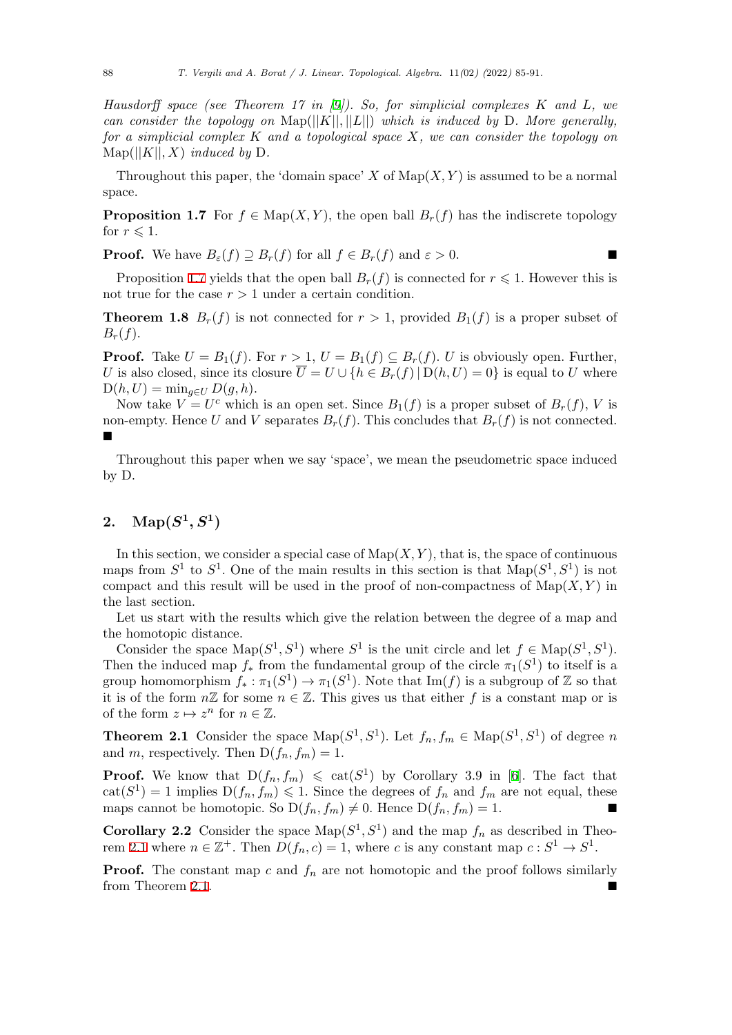*Hausdorff space (see Theorem 17 in [9]). So, for simplicial complexes $K$ and $L$, we can consider the topology on $\mathrm{Map}(||K||, ||L||)$ which is induced by $\mathrm{D}$. More generally, for a simplicial complex $K$ and a topological space $X$, we can consider the topology on $\mathrm{Map}(||K||, X)$ induced by $\mathrm{D}$.*

Throughout this paper, the 'domain space' $X$ of $\mathrm{Map}(X, Y)$ is assumed to be a normal space.

**Proposition 1.7** For $f \in \mathrm{Map}(X, Y)$, the open ball $B_r(f)$ has the indiscrete topology for $r \leqslant 1$.

**Proof.** We have $B_\varepsilon(f) \supseteq B_r(f)$ for all $f \in B_r(f)$ and $\varepsilon > 0$. ∎

Proposition 1.7 yields that the open ball $B_r(f)$ is connected for $r \leqslant 1$. However this is not true for the case $r > 1$ under a certain condition.

**Theorem 1.8** $B_r(f)$ is not connected for $r > 1$, provided $B_1(f)$ is a proper subset of $B_r(f)$.

**Proof.** Take $U = B_1(f)$. For $r > 1$, $U = B_1(f) \subseteq B_r(f)$. $U$ is obviously open. Further, $U$ is also closed, since its closure $\overline{U} = U \cup \{h \in B_r(f) \,|\, \mathrm{D}(h, U) = 0\}$ is equal to $U$ where $\mathrm{D}(h, U) = \min_{g \in U} D(g, h)$.

Now take $V = U^c$ which is an open set. Since $B_1(f)$ is a proper subset of $B_r(f)$, $V$ is non-empty. Hence $U$ and $V$ separates $B_r(f)$. This concludes that $B_r(f)$ is not connected. ∎

Throughout this paper when we say 'space', we mean the pseudometric space induced by $\mathrm{D}$.

## 2. $\mathrm{Map}(S^1, S^1)$

In this section, we consider a special case of $\mathrm{Map}(X, Y)$, that is, the space of continuous maps from $S^1$ to $S^1$. One of the main results in this section is that $\mathrm{Map}(S^1, S^1)$ is not compact and this result will be used in the proof of non-compactness of $\mathrm{Map}(X, Y)$ in the last section.

Let us start with the results which give the relation between the degree of a map and the homotopic distance.

Consider the space $\mathrm{Map}(S^1, S^1)$ where $S^1$ is the unit circle and let $f \in \mathrm{Map}(S^1, S^1)$. Then the induced map $f_*$ from the fundamental group of the circle $\pi_1(S^1)$ to itself is a group homomorphism $f_* : \pi_1(S^1) \to \pi_1(S^1)$. Note that $\mathrm{Im}(f)$ is a subgroup of $\mathbb{Z}$ so that it is of the form $n\mathbb{Z}$ for some $n \in \mathbb{Z}$. This gives us that either $f$ is a constant map or is of the form $z \mapsto z^n$ for $n \in \mathbb{Z}$.

**Theorem 2.1** Consider the space $\mathrm{Map}(S^1, S^1)$. Let $f_n, f_m \in \mathrm{Map}(S^1, S^1)$ of degree $n$ and $m$, respectively. Then $\mathrm{D}(f_n, f_m) = 1$.

**Proof.** We know that $\mathrm{D}(f_n, f_m) \leqslant \mathrm{cat}(S^1)$ by Corollary 3.9 in [6]. The fact that $\mathrm{cat}(S^1) = 1$ implies $\mathrm{D}(f_n, f_m) \leqslant 1$. Since the degrees of $f_n$ and $f_m$ are not equal, these maps cannot be homotopic. So $\mathrm{D}(f_n, f_m) \neq 0$. Hence $\mathrm{D}(f_n, f_m) = 1$. ∎

**Corollary 2.2** Consider the space $\mathrm{Map}(S^1, S^1)$ and the map $f_n$ as described in Theorem 2.1 where $n \in \mathbb{Z}^+$. Then $D(f_n, c) = 1$, where $c$ is any constant map $c : S^1 \to S^1$.

**Proof.** The constant map $c$ and $f_n$ are not homotopic and the proof follows similarly from Theorem 2.1. ∎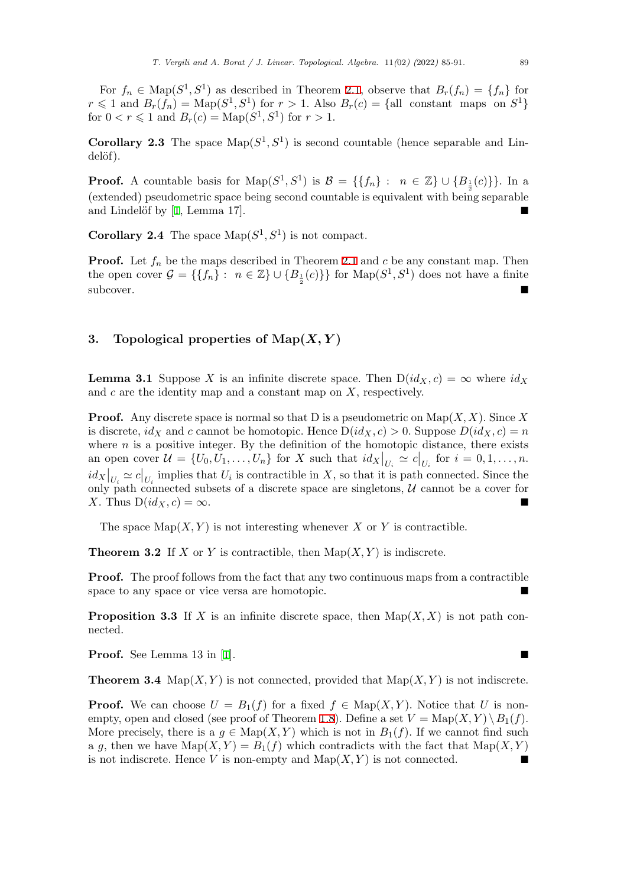For $f_n \in \mathrm{Map}(S^1, S^1)$ as described in Theorem 2.1, observe that $B_r(f_n) = \{f_n\}$ for $r \leqslant 1$ and $B_r(f_n) = \mathrm{Map}(S^1, S^1)$ for $r > 1$. Also $B_r(c) = \{\text{all constant maps on } S^1\}$ for $0 < r \leqslant 1$ and $B_r(c) = \mathrm{Map}(S^1, S^1)$ for $r > 1$.

**Corollary 2.3** The space $\mathrm{Map}(S^1, S^1)$ is second countable (hence separable and Lindelöf).

**Proof.** A countable basis for $\mathrm{Map}(S^1, S^1)$ is $\mathcal{B} = \{\{f_n\} : n \in \mathbb{Z}\} \cup \{B_{\frac{1}{2}}(c)\}$. In a (extended) pseudometric space being second countable is equivalent with being separable and Lindelöf by [1, Lemma 17]. ∎

**Corollary 2.4** The space $\mathrm{Map}(S^1, S^1)$ is not compact.

**Proof.** Let $f_n$ be the maps described in Theorem 2.1 and $c$ be any constant map. Then the open cover $\mathcal{G} = \{\{f_n\} : n \in \mathbb{Z}\} \cup \{B_{\frac{1}{2}}(c)\}$ for $\mathrm{Map}(S^1, S^1)$ does not have a finite subcover. ∎

## 3. Topological properties of $\mathrm{Map}(X, Y)$

**Lemma 3.1** Suppose $X$ is an infinite discrete space. Then $\mathrm{D}(id_X, c) = \infty$ where $id_X$ and $c$ are the identity map and a constant map on $X$, respectively.

**Proof.** Any discrete space is normal so that D is a pseudometric on $\mathrm{Map}(X, X)$. Since $X$ is discrete, $id_X$ and $c$ cannot be homotopic. Hence $\mathrm{D}(id_X, c) > 0$. Suppose $D(id_X, c) = n$ where $n$ is a positive integer. By the definition of the homotopic distance, there exists an open cover $\mathcal{U} = \{U_0, U_1, \ldots, U_n\}$ for $X$ such that $id_X\big|_{U_i} \simeq c\big|_{U_i}$ for $i = 0, 1, \ldots, n$. $id_X\big|_{U_i} \simeq c\big|_{U_i}$ implies that $U_i$ is contractible in $X$, so that it is path connected. Since the only path connected subsets of a discrete space are singletons, $\mathcal{U}$ cannot be a cover for $X$. Thus $\mathrm{D}(id_X, c) = \infty$. ∎

The space $\mathrm{Map}(X, Y)$ is not interesting whenever $X$ or $Y$ is contractible.

**Theorem 3.2** If $X$ or $Y$ is contractible, then $\mathrm{Map}(X, Y)$ is indiscrete.

**Proof.** The proof follows from the fact that any two continuous maps from a contractible space to any space or vice versa are homotopic. ∎

**Proposition 3.3** If $X$ is an infinite discrete space, then $\mathrm{Map}(X, X)$ is not path connected.

**Proof.** See Lemma 13 in [1]. ∎

**Theorem 3.4** $\mathrm{Map}(X, Y)$ is not connected, provided that $\mathrm{Map}(X, Y)$ is not indiscrete.

**Proof.** We can choose $U = B_1(f)$ for a fixed $f \in \mathrm{Map}(X, Y)$. Notice that $U$ is non-empty, open and closed (see proof of Theorem 1.8). Define a set $V = \mathrm{Map}(X, Y) \setminus B_1(f)$. More precisely, there is a $g \in \mathrm{Map}(X, Y)$ which is not in $B_1(f)$. If we cannot find such a $g$, then we have $\mathrm{Map}(X, Y) = B_1(f)$ which contradicts with the fact that $\mathrm{Map}(X, Y)$ is not indiscrete. Hence $V$ is non-empty and $\mathrm{Map}(X, Y)$ is not connected. ∎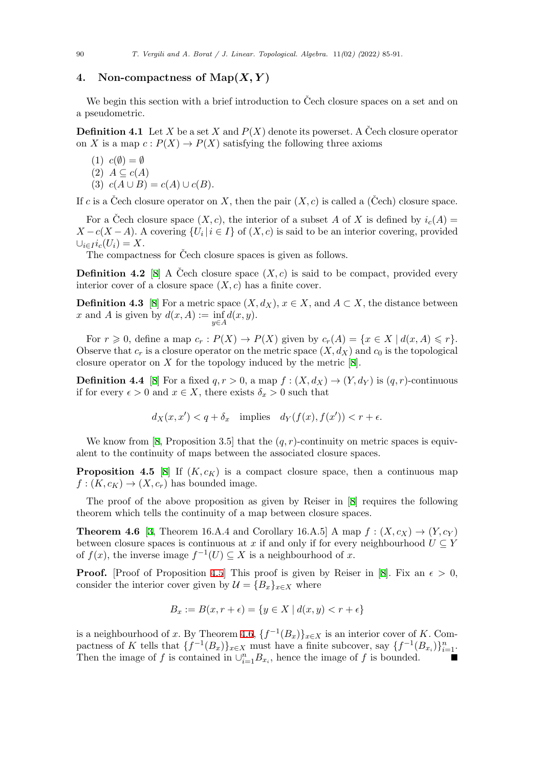## 4. Non-compactness of $\mathrm{Map}(X, Y)$

We begin this section with a brief introduction to Čech closure spaces on a set and on a pseudometric.

**Definition 4.1** Let $X$ be a set $X$ and $P(X)$ denote its powerset. A Čech closure operator on $X$ is a map $c : P(X) \to P(X)$ satisfying the following three axioms

(1) $c(\emptyset) = \emptyset$
(2) $A \subseteq c(A)$
(3) $c(A \cup B) = c(A) \cup c(B)$.

If $c$ is a Čech closure operator on $X$, then the pair $(X, c)$ is called a (Čech) closure space.

For a Čech closure space $(X, c)$, the interior of a subset $A$ of $X$ is defined by $i_c(A) = X - c(X - A)$. A covering $\{U_i \mid i \in I\}$ of $(X, c)$ is said to be an interior covering, provided $\cup_{i \in I} i_c(U_i) = X$.

The compactness for Čech closure spaces is given as follows.

**Definition 4.2** [8] A Čech closure space $(X, c)$ is said to be compact, provided every interior cover of a closure space $(X, c)$ has a finite cover.

**Definition 4.3** [8] For a metric space $(X, d_X)$, $x \in X$, and $A \subset X$, the distance between $x$ and $A$ is given by $d(x, A) := \inf_{y \in A} d(x, y)$.

For $r \geqslant 0$, define a map $c_r : P(X) \to P(X)$ given by $c_r(A) = \{x \in X \mid d(x, A) \leqslant r\}$. Observe that $c_r$ is a closure operator on the metric space $(X, d_X)$ and $c_0$ is the topological closure operator on $X$ for the topology induced by the metric [8].

**Definition 4.4** [8] For a fixed $q, r > 0$, a map $f : (X, d_X) \to (Y, d_Y)$ is $(q, r)$-continuous if for every $\epsilon > 0$ and $x \in X$, there exists $\delta_x > 0$ such that

$$d_X(x, x') < q + \delta_x \quad \text{implies} \quad d_Y(f(x), f(x')) < r + \epsilon.$$

We know from [8, Proposition 3.5] that the $(q, r)$-continuity on metric spaces is equivalent to the continuity of maps between the associated closure spaces.

**Proposition 4.5** [8] If $(K, c_K)$ is a compact closure space, then a continuous map $f : (K, c_K) \to (X, c_r)$ has bounded image.

The proof of the above proposition as given by Reiser in [8] requires the following theorem which tells the continuity of a map between closure spaces.

**Theorem 4.6** [3, Theorem 16.A.4 and Corollary 16.A.5] A map $f : (X, c_X) \to (Y, c_Y)$ between closure spaces is continuous at $x$ if and only if for every neighbourhood $U \subseteq Y$ of $f(x)$, the inverse image $f^{-1}(U) \subseteq X$ is a neighbourhood of $x$.

**Proof.** [Proof of Proposition 4.5] This proof is given by Reiser in [8]. Fix an $\epsilon > 0$, consider the interior cover given by $\mathcal{U} = \{B_x\}_{x \in X}$ where

$$B_x := B(x, r + \epsilon) = \{y \in X \mid d(x, y) < r + \epsilon\}$$

is a neighbourhood of $x$. By Theorem 4.6, $\{f^{-1}(B_x)\}_{x \in X}$ is an interior cover of $K$. Compactness of $K$ tells that $\{f^{-1}(B_x)\}_{x \in X}$ must have a finite subcover, say $\{f^{-1}(B_{x_i})\}_{i=1}^{n}$. Then the image of $f$ is contained in $\cup_{i=1}^{n} B_{x_i}$, hence the image of $f$ is bounded. ■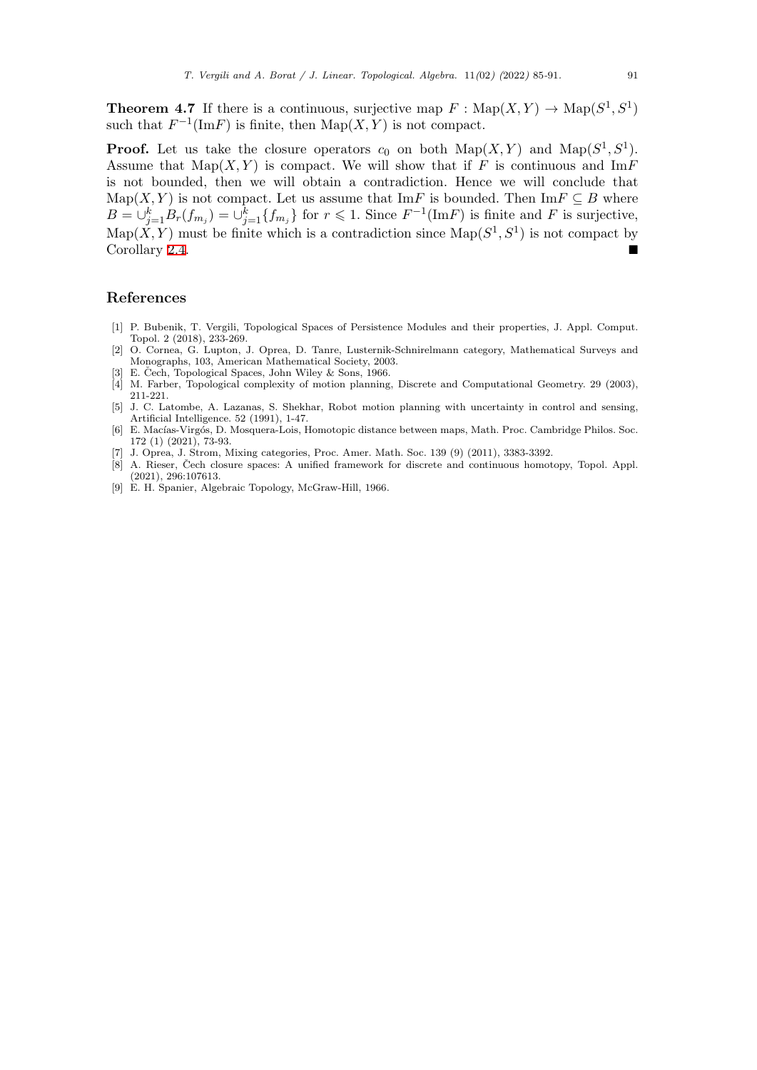**Theorem 4.7** If there is a continuous, surjective map $F : \mathrm{Map}(X, Y) \to \mathrm{Map}(S^1, S^1)$ such that $F^{-1}(\mathrm{Im}F)$ is finite, then $\mathrm{Map}(X, Y)$ is not compact.

**Proof.** Let us take the closure operators $c_0$ on both $\mathrm{Map}(X, Y)$ and $\mathrm{Map}(S^1, S^1)$. Assume that $\mathrm{Map}(X, Y)$ is compact. We will show that if $F$ is continuous and $\mathrm{Im}F$ is not bounded, then we will obtain a contradiction. Hence we will conclude that $\mathrm{Map}(X, Y)$ is not compact. Let us assume that $\mathrm{Im}F$ is bounded. Then $\mathrm{Im}F \subseteq B$ where $B = \cup_{j=1}^{k} B_r(f_{m_j}) = \cup_{j=1}^{k} \{f_{m_j}\}$ for $r \leqslant 1$. Since $F^{-1}(\mathrm{Im}F)$ is finite and $F$ is surjective, $\mathrm{Map}(X, Y)$ must be finite which is a contradiction since $\mathrm{Map}(S^1, S^1)$ is not compact by Corollary 2.4. ∎

## References

[1] P. Bubenik, T. Vergili, Topological Spaces of Persistence Modules and their properties, J. Appl. Comput. Topol. 2 (2018), 233-269.

[2] O. Cornea, G. Lupton, J. Oprea, D. Tanre, Lusternik-Schnirelmann category, Mathematical Surveys and Monographs, 103, American Mathematical Society, 2003.

[3] E. Čech, Topological Spaces, John Wiley & Sons, 1966.

[4] M. Farber, Topological complexity of motion planning, Discrete and Computational Geometry. 29 (2003), 211-221.

[5] J. C. Latombe, A. Lazanas, S. Shekhar, Robot motion planning with uncertainty in control and sensing, Artificial Intelligence. 52 (1991), 1-47.

[6] E. Macías-Virgós, D. Mosquera-Lois, Homotopic distance between maps, Math. Proc. Cambridge Philos. Soc. 172 (1) (2021), 73-93.

[7] J. Oprea, J. Strom, Mixing categories, Proc. Amer. Math. Soc. 139 (9) (2011), 3383-3392.

[8] A. Rieser, Čech closure spaces: A unified framework for discrete and continuous homotopy, Topol. Appl. (2021), 296:107613.

[9] E. H. Spanier, Algebraic Topology, McGraw-Hill, 1966.